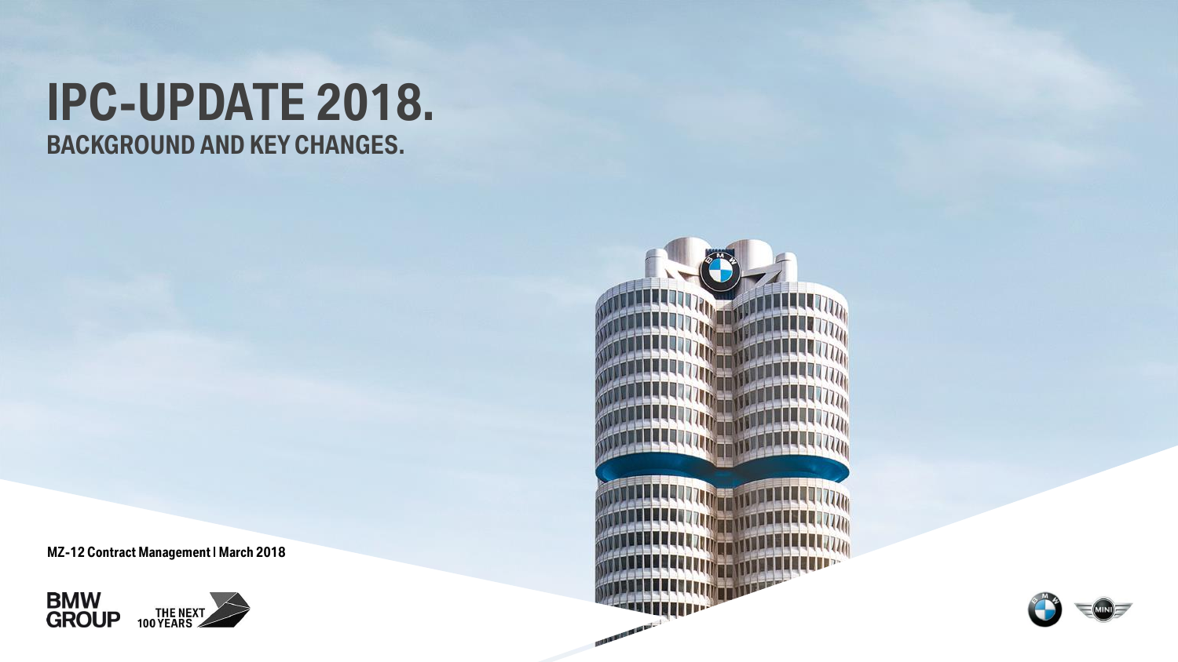# IPC-UPDATE 2018.

## BACKGROUND AND KEY CHANGES.

MZ-12 Contract Management | March 2018

BMW GROUP

THE NEXT 100 YEARS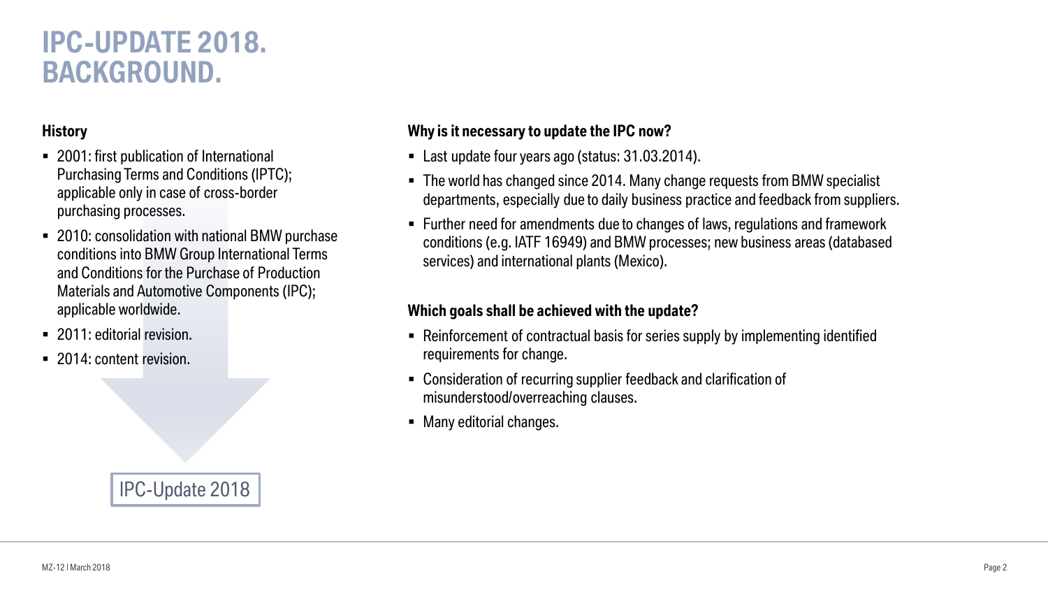# IPC-UPDATE 2018. BACKGROUND.

**History**

- 2001: first publication of International Purchasing Terms and Conditions (IPTC); applicable only in case of cross-border purchasing processes.
- 2010: consolidation with national BMW purchase conditions into BMW Group International Terms and Conditions for the Purchase of Production Materials and Automotive Components (IPC); applicable worldwide.
- 2011: editorial revision.
- 2014: content revision.

IPC-Update 2018

**Why is it necessary to update the IPC now?**

- Last update four years ago (status: 31.03.2014).
- The world has changed since 2014. Many change requests from BMW specialist departments, especially due to daily business practice and feedback from suppliers.
- Further need for amendments due to changes of laws, regulations and framework conditions (e.g. IATF 16949) and BMW processes; new business areas (databased services) and international plants (Mexico).

**Which goals shall be achieved with the update?**

- Reinforcement of contractual basis for series supply by implementing identified requirements for change.
- Consideration of recurring supplier feedback and clarification of misunderstood/overreaching clauses.
- Many editorial changes.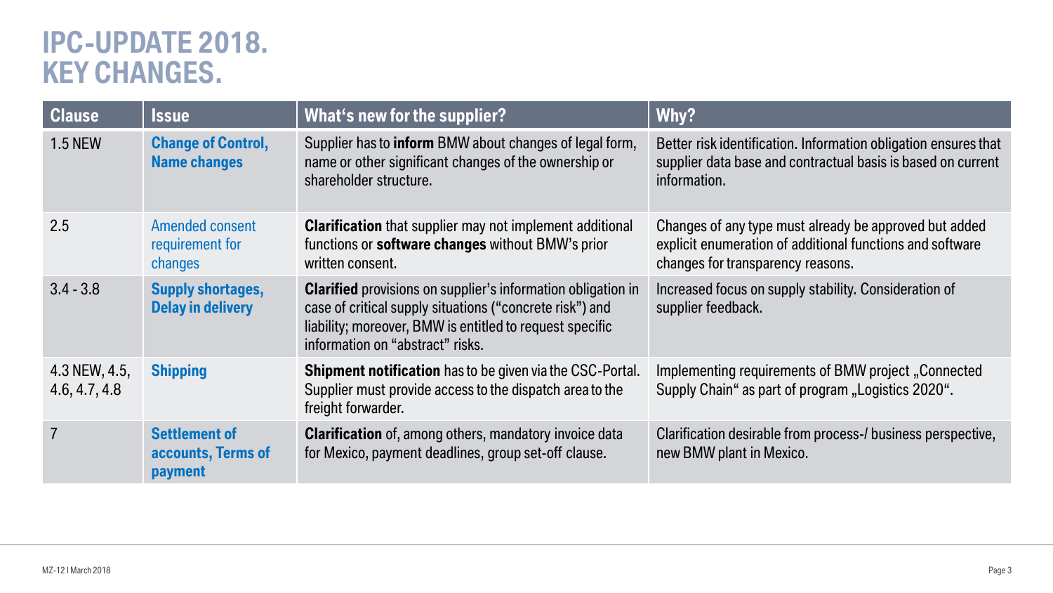# IPC-UPDATE 2018. KEY CHANGES.

| Clause | Issue | What‘s new for the supplier? | Why? |
|---|---|---|---|
| 1.5 NEW | **Change of Control, Name changes** | Supplier has to **inform** BMW about changes of legal form, name or other significant changes of the ownership or shareholder structure. | Better risk identification. Information obligation ensures that supplier data base and contractual basis is based on current information. |
| 2.5 | Amended consent requirement for changes | **Clarification** that supplier may not implement additional functions or **software changes** without BMW’s prior written consent. | Changes of any type must already be approved but added explicit enumeration of additional functions and software changes for transparency reasons. |
| 3.4 - 3.8 | **Supply shortages, Delay in delivery** | **Clarified** provisions on supplier’s information obligation in case of critical supply situations (“concrete risk”) and liability; moreover, BMW is entitled to request specific information on “abstract” risks. | Increased focus on supply stability. Consideration of supplier feedback. |
| 4.3 NEW, 4.5, 4.6, 4.7, 4.8 | **Shipping** | **Shipment notification** has to be given via the CSC-Portal. Supplier must provide access to the dispatch area to the freight forwarder. | Implementing requirements of BMW project „Connected Supply Chain“ as part of program „Logistics 2020“. |
| 7 | **Settlement of accounts, Terms of payment** | **Clarification** of, among others, mandatory invoice data for Mexico, payment deadlines, group set-off clause. | Clarification desirable from process-/ business perspective, new BMW plant in Mexico. |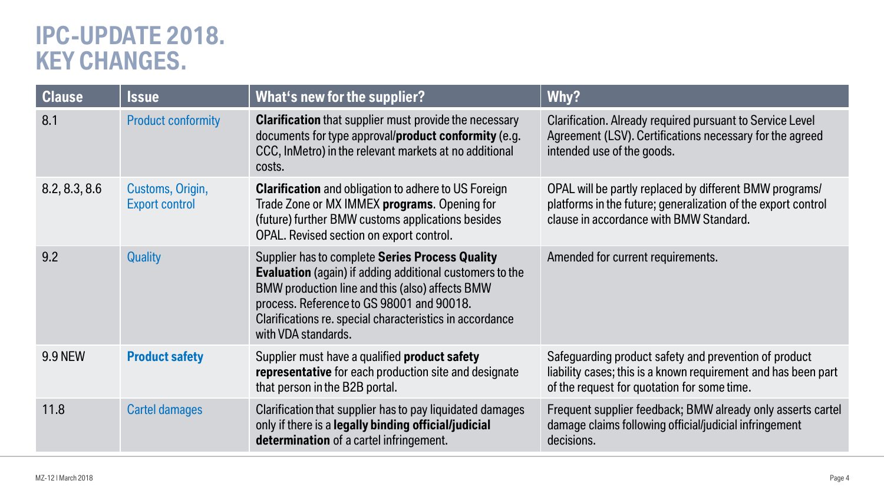# IPC-UPDATE 2018. KEY CHANGES.

| Clause | Issue | What's new for the supplier? | Why? |
|---|---|---|---|
| 8.1 | Product conformity | **Clarification** that supplier must provide the necessary documents for type approval/**product conformity** (e.g. CCC, InMetro) in the relevant markets at no additional costs. | Clarification. Already required pursuant to Service Level Agreement (LSV). Certifications necessary for the agreed intended use of the goods. |
| 8.2, 8.3, 8.6 | Customs, Origin, Export control | **Clarification** and obligation to adhere to US Foreign Trade Zone or MX IMMEX **programs**. Opening for (future) further BMW customs applications besides OPAL. Revised section on export control. | OPAL will be partly replaced by different BMW programs/ platforms in the future; generalization of the export control clause in accordance with BMW Standard. |
| 9.2 | Quality | Supplier has to complete **Series Process Quality Evaluation** (again) if adding additional customers to the BMW production line and this (also) affects BMW process. Reference to GS 98001 and 90018. Clarifications re. special characteristics in accordance with VDA standards. | Amended for current requirements. |
| 9.9 NEW | **Product safety** | Supplier must have a qualified **product safety representative** for each production site and designate that person in the B2B portal. | Safeguarding product safety and prevention of product liability cases; this is a known requirement and has been part of the request for quotation for some time. |
| 11.8 | Cartel damages | Clarification that supplier has to pay liquidated damages only if there is a **legally binding official/judicial determination** of a cartel infringement. | Frequent supplier feedback; BMW already only asserts cartel damage claims following official/judicial infringement decisions. |

MZ-12 I March 2018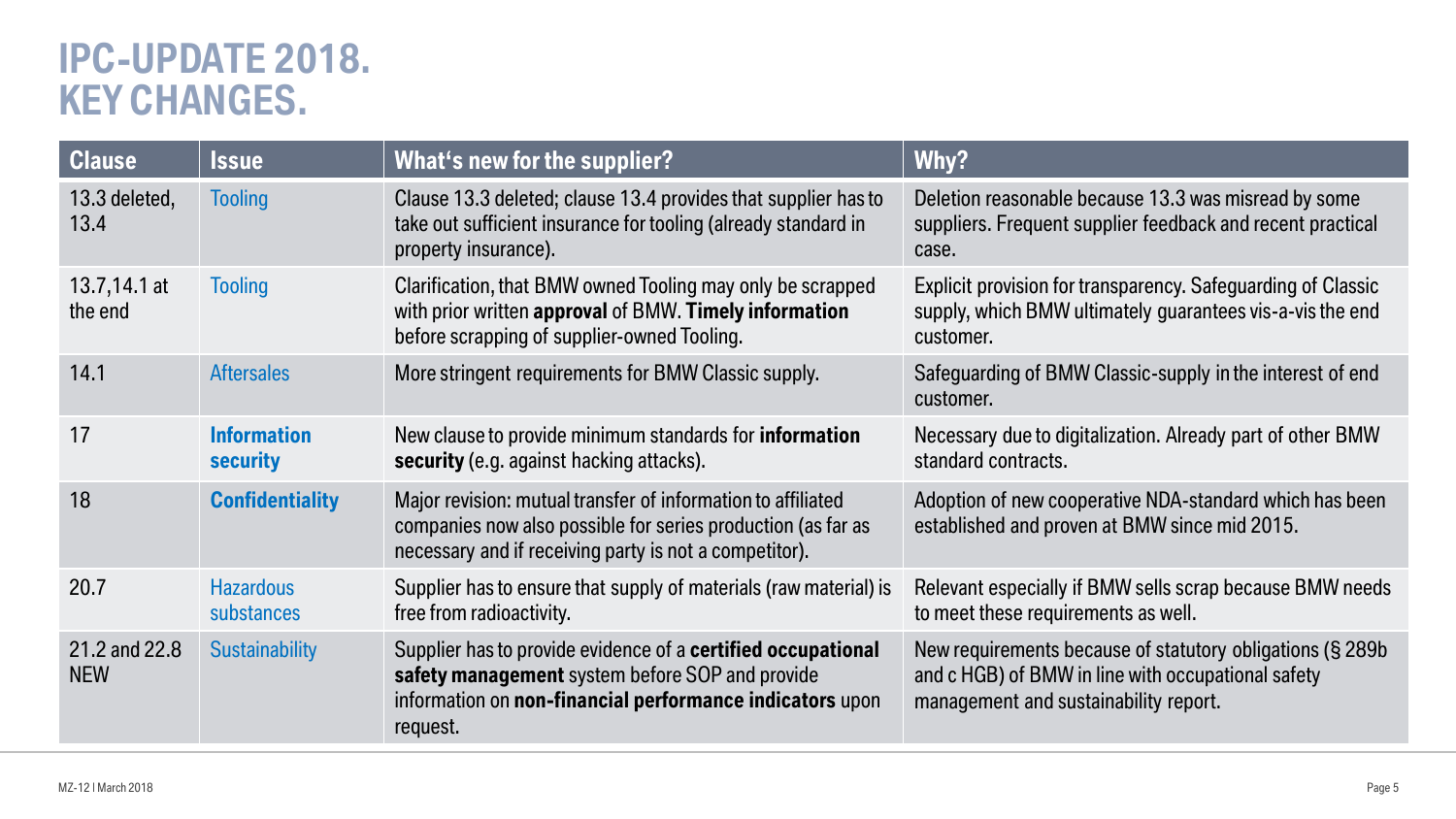# IPC-UPDATE 2018.
# KEY CHANGES.

| Clause | Issue | What's new for the supplier? | Why? |
|---|---|---|---|
| 13.3 deleted, 13.4 | Tooling | Clause 13.3 deleted; clause 13.4 provides that supplier has to take out sufficient insurance for tooling (already standard in property insurance). | Deletion reasonable because 13.3 was misread by some suppliers. Frequent supplier feedback and recent practical case. |
| 13.7,14.1 at the end | Tooling | Clarification, that BMW owned Tooling may only be scrapped with prior written **approval** of BMW. **Timely information** before scrapping of supplier-owned Tooling. | Explicit provision for transparency. Safeguarding of Classic supply, which BMW ultimately guarantees vis-a-vis the end customer. |
| 14.1 | Aftersales | More stringent requirements for BMW Classic supply. | Safeguarding of BMW Classic-supply in the interest of end customer. |
| 17 | **Information security** | New clause to provide minimum standards for **information security** (e.g. against hacking attacks). | Necessary due to digitalization. Already part of other BMW standard contracts. |
| 18 | **Confidentiality** | Major revision: mutual transfer of information to affiliated companies now also possible for series production (as far as necessary and if receiving party is not a competitor). | Adoption of new cooperative NDA-standard which has been established and proven at BMW since mid 2015. |
| 20.7 | Hazardous substances | Supplier has to ensure that supply of materials (raw material) is free from radioactivity. | Relevant especially if BMW sells scrap because BMW needs to meet these requirements as well. |
| 21.2 and 22.8 NEW | Sustainability | Supplier has to provide evidence of a **certified occupational safety management** system before SOP and provide information on **non-financial performance indicators** upon request. | New requirements because of statutory obligations (§ 289b and c HGB) of BMW in line with occupational safety management and sustainability report. |

MZ-12 | March 2018